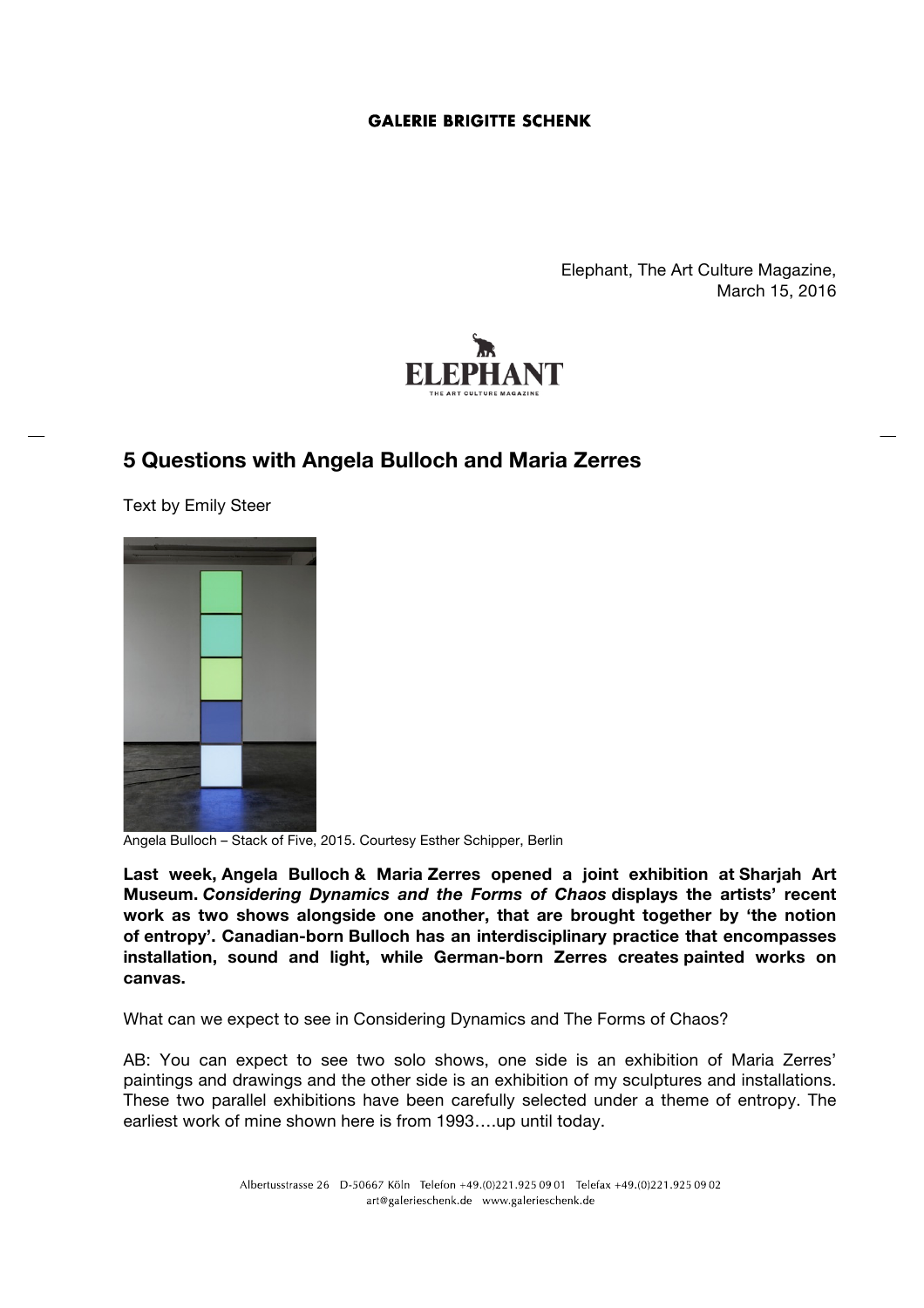Elephant, The Art Culture Magazine,
March 15, 2016

## 5 Questions with Angela Bulloch and Maria Zerres

Text by Emily Steer

Angela Bulloch – Stack of Five, 2015. Courtesy Esther Schipper, Berlin

**Last week, Angela Bulloch & Maria Zerres opened a joint exhibition at Sharjah Art Museum. *Considering Dynamics and the Forms of Chaos* displays the artists' recent work as two shows alongside one another, that are brought together by 'the notion of entropy'. Canadian-born Bulloch has an interdisciplinary practice that encompasses installation, sound and light, while German-born Zerres creates painted works on canvas.**

What can we expect to see in Considering Dynamics and The Forms of Chaos?

AB: You can expect to see two solo shows, one side is an exhibition of Maria Zerres' paintings and drawings and the other side is an exhibition of my sculptures and installations. These two parallel exhibitions have been carefully selected under a theme of entropy. The earliest work of mine shown here is from 1993….up until today.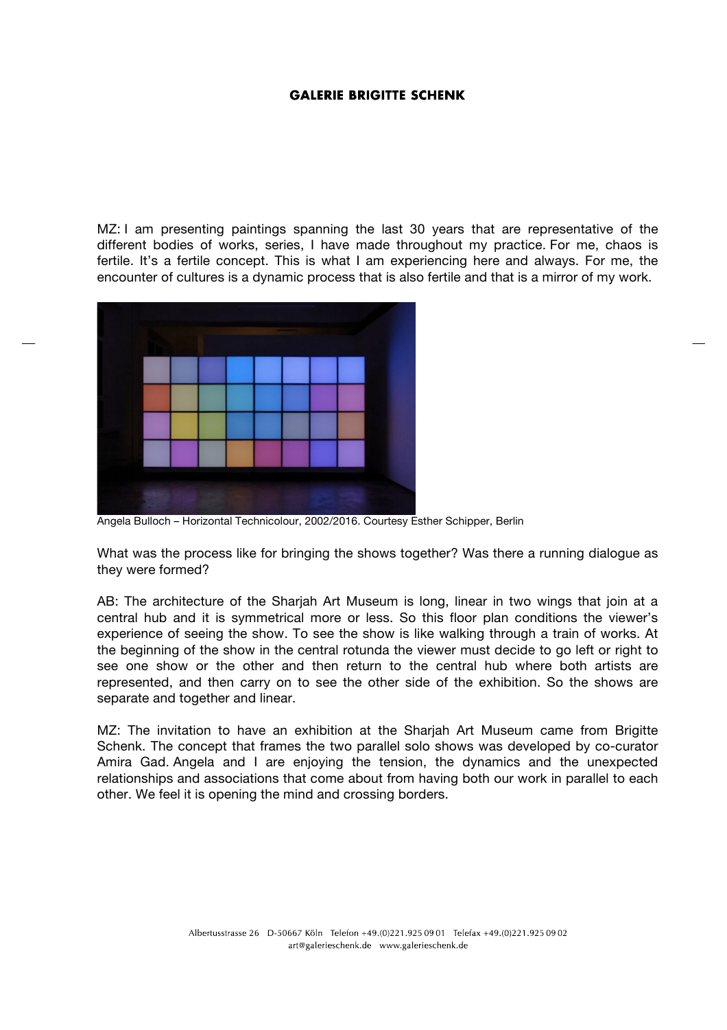MZ: I am presenting paintings spanning the last 30 years that are representative of the different bodies of works, series, I have made throughout my practice. For me, chaos is fertile. It's a fertile concept. This is what I am experiencing here and always. For me, the encounter of cultures is a dynamic process that is also fertile and that is a mirror of my work.

Angela Bulloch – Horizontal Technicolour, 2002/2016. Courtesy Esther Schipper, Berlin

What was the process like for bringing the shows together? Was there a running dialogue as they were formed?

AB: The architecture of the Sharjah Art Museum is long, linear in two wings that join at a central hub and it is symmetrical more or less. So this floor plan conditions the viewer's experience of seeing the show. To see the show is like walking through a train of works. At the beginning of the show in the central rotunda the viewer must decide to go left or right to see one show or the other and then return to the central hub where both artists are represented, and then carry on to see the other side of the exhibition. So the shows are separate and together and linear.

MZ: The invitation to have an exhibition at the Sharjah Art Museum came from Brigitte Schenk. The concept that frames the two parallel solo shows was developed by co-curator Amira Gad. Angela and I are enjoying the tension, the dynamics and the unexpected relationships and associations that come about from having both our work in parallel to each other. We feel it is opening the mind and crossing borders.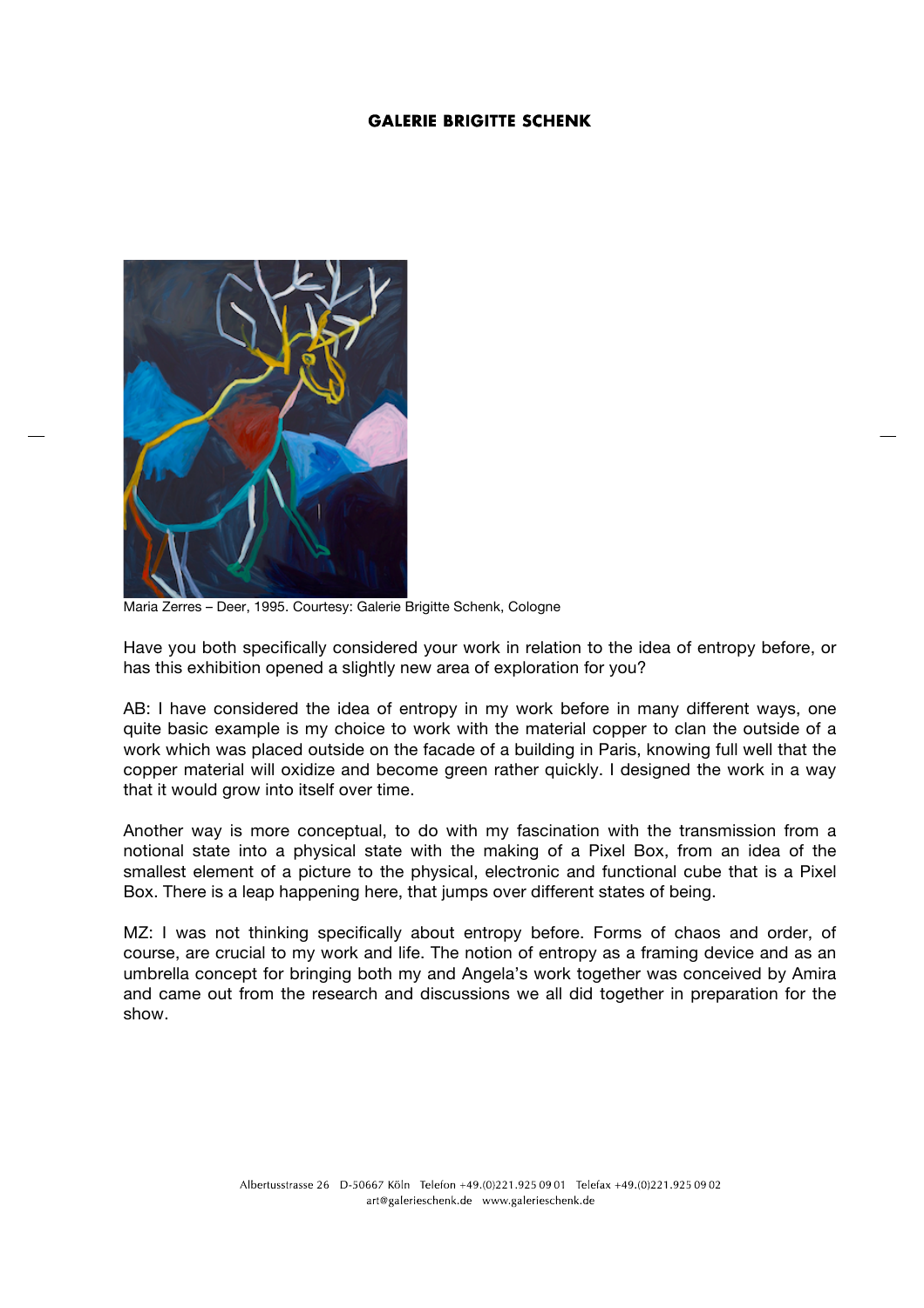Maria Zerres – Deer, 1995. Courtesy: Galerie Brigitte Schenk, Cologne

Have you both specifically considered your work in relation to the idea of entropy before, or has this exhibition opened a slightly new area of exploration for you?

AB: I have considered the idea of entropy in my work before in many different ways, one quite basic example is my choice to work with the material copper to clan the outside of a work which was placed outside on the facade of a building in Paris, knowing full well that the copper material will oxidize and become green rather quickly. I designed the work in a way that it would grow into itself over time.

Another way is more conceptual, to do with my fascination with the transmission from a notional state into a physical state with the making of a Pixel Box, from an idea of the smallest element of a picture to the physical, electronic and functional cube that is a Pixel Box. There is a leap happening here, that jumps over different states of being.

MZ: I was not thinking specifically about entropy before. Forms of chaos and order, of course, are crucial to my work and life. The notion of entropy as a framing device and as an umbrella concept for bringing both my and Angela's work together was conceived by Amira and came out from the research and discussions we all did together in preparation for the show.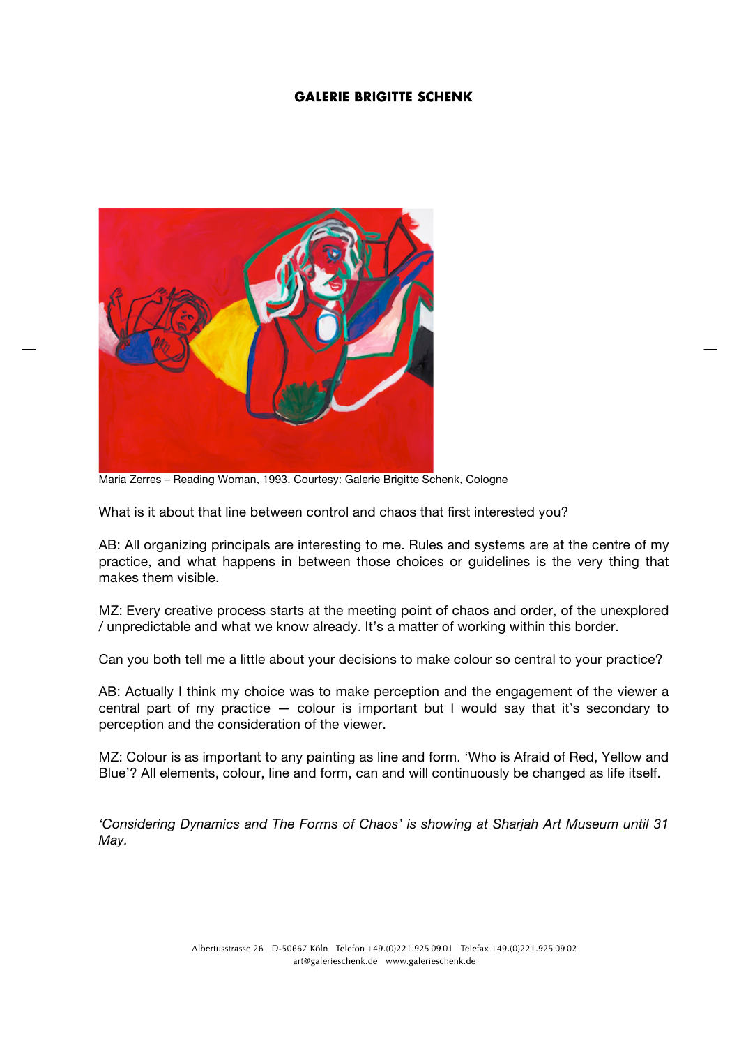Maria Zerres – Reading Woman, 1993. Courtesy: Galerie Brigitte Schenk, Cologne

What is it about that line between control and chaos that first interested you?

AB: All organizing principals are interesting to me. Rules and systems are at the centre of my practice, and what happens in between those choices or guidelines is the very thing that makes them visible.

MZ: Every creative process starts at the meeting point of chaos and order, of the unexplored / unpredictable and what we know already. It's a matter of working within this border.

Can you both tell me a little about your decisions to make colour so central to your practice?

AB: Actually I think my choice was to make perception and the engagement of the viewer a central part of my practice — colour is important but I would say that it's secondary to perception and the consideration of the viewer.

MZ: Colour is as important to any painting as line and form. 'Who is Afraid of Red, Yellow and Blue'? All elements, colour, line and form, can and will continuously be changed as life itself.

*'Considering Dynamics and The Forms of Chaos' is showing at Sharjah Art Museum until 31 May.*